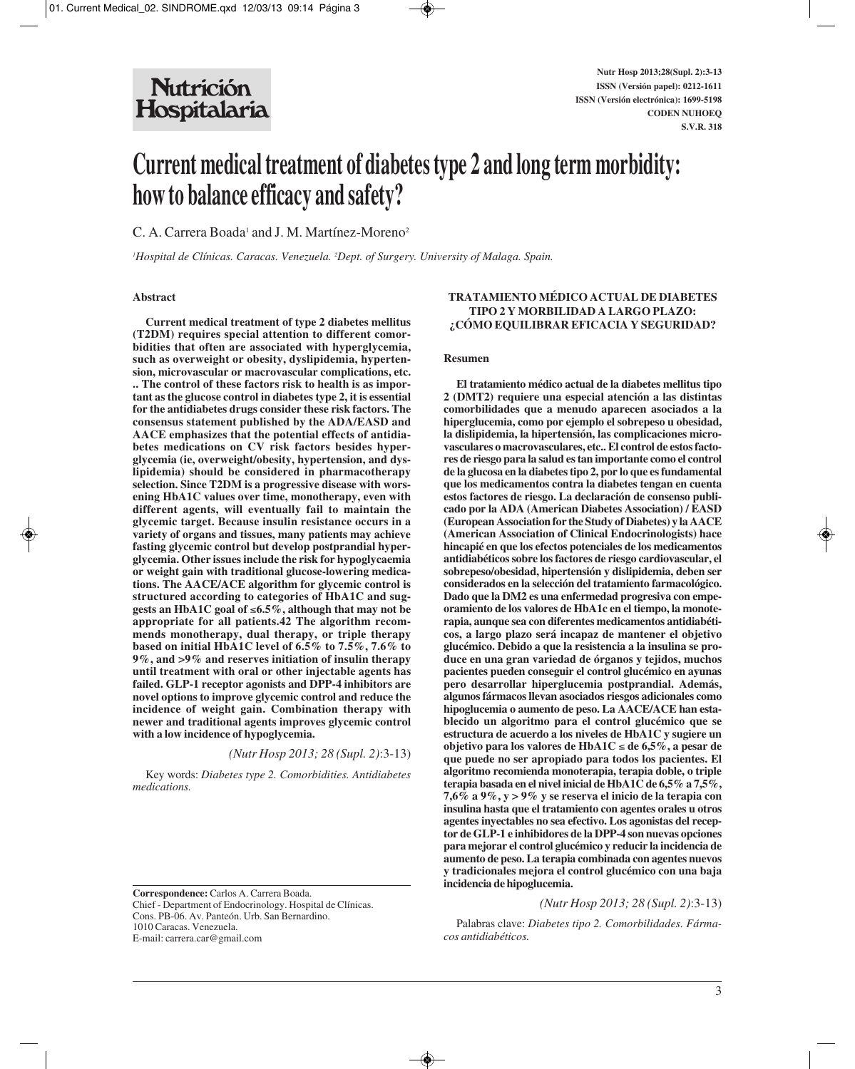# Current medical treatment of diabetes type 2 and long term morbidity: how to balance efficacy and safety?

C. A. Carrera Boada[1] and J. M. Martínez-Moreno[2]

[1]*Hospital de Clínicas. Caracas. Venezuela.* [2]*Dept. of Surgery. University of Malaga. Spain.*

## Abstract

**Current medical treatment of type 2 diabetes mellitus (T2DM) requires special attention to different comorbidities that often are associated with hyperglycemia, such as overweight or obesity, dyslipidemia, hypertension, microvascular or macrovascular complications, etc. .. The control of these factors risk to health is as important as the glucose control in diabetes type 2, it is essential for the antidiabetes drugs consider these risk factors. The consensus statement published by the ADA/EASD and AACE emphasizes that the potential effects of antidiabetes medications on CV risk factors besides hyperglycemia (ie, overweight/obesity, hypertension, and dyslipidemia) should be considered in pharmacotherapy selection. Since T2DM is a progressive disease with worsening HbA1C values over time, monotherapy, even with different agents, will eventually fail to maintain the glycemic target. Because insulin resistance occurs in a variety of organs and tissues, many patients may achieve fasting glycemic control but develop postprandial hyperglycemia. Other issues include the risk for hypoglycaemia or weight gain with traditional glucose-lowering medications. The AACE/ACE algorithm for glycemic control is structured according to categories of HbA1C and suggests an HbA1C goal of ≤6.5%, although that may not be appropriate for all patients.42 The algorithm recommends monotherapy, dual therapy, or triple therapy based on initial HbA1C level of 6.5% to 7.5%, 7.6% to 9%, and >9% and reserves initiation of insulin therapy until treatment with oral or other injectable agents has failed. GLP-1 receptor agonists and DPP-4 inhibitors are novel options to improve glycemic control and reduce the incidence of weight gain. Combination therapy with newer and traditional agents improves glycemic control with a low incidence of hypoglycemia.**

*(Nutr Hosp 2013; 28 (Supl. 2)*:3-13)

Key words: *Diabetes type 2. Comorbidities. Antidiabetes medications.*

## TRATAMIENTO MÉDICO ACTUAL DE DIABETES TIPO 2 Y MORBILIDAD A LARGO PLAZO: ¿CÓMO EQUILIBRAR EFICACIA Y SEGURIDAD?

### Resumen

**El tratamiento médico actual de la diabetes mellitus tipo 2 (DMT2) requiere una especial atención a las distintas comorbilidades que a menudo aparecen asociados a la hiperglucemia, como por ejemplo el sobrepeso u obesidad, la dislipidemia, la hipertensión, las complicaciones microvasculares o macrovasculares, etc.. El control de estos factores de riesgo para la salud es tan importante como el control de la glucosa en la diabetes tipo 2, por lo que es fundamental que los medicamentos contra la diabetes tengan en cuenta estos factores de riesgo. La declaración de consenso publicado por la ADA (American Diabetes Association) / EASD (European Association for the Study of Diabetes) y la AACE (American Association of Clinical Endocrinologists) hace hincapié en que los efectos potenciales de los medicamentos antidiabéticos sobre los factores de riesgo cardiovascular, el sobrepeso/obesidad, hipertensión y dislipidemia, deben ser considerados en la selección del tratamiento farmacológico. Dado que la DM2 es una enfermedad progresiva con empeoramiento de los valores de HbA1c en el tiempo, la monoterapia, aunque sea con diferentes medicamentos antidiabéticos, a largo plazo será incapaz de mantener el objetivo glucémico. Debido a que la resistencia a la insulina se produce en una gran variedad de órganos y tejidos, muchos pacientes pueden conseguir el control glucémico en ayunas pero desarrollar hiperglucemia postprandial. Además, algunos fármacos llevan asociados riesgos adicionales como hipoglucemia o aumento de peso. La AACE/ACE han establecido un algoritmo para el control glucémico que se estructura de acuerdo a los niveles de HbA1C y sugiere un objetivo para los valores de HbA1C ≤ de 6,5%, a pesar de que puede no ser apropiado para todos los pacientes. El algoritmo recomienda monoterapia, terapia doble, o triple terapia basada en el nivel inicial de HbA1C de 6,5% a 7,5%, 7,6% a 9%, y > 9% y se reserva el inicio de la terapia con insulina hasta que el tratamiento con agentes orales u otros agentes inyectables no sea efectivo. Los agonistas del receptor de GLP-1 e inhibidores de la DPP-4 son nuevas opciones para mejorar el control glucémico y reducir la incidencia de aumento de peso. La terapia combinada con agentes nuevos y tradicionales mejora el control glucémico con una baja incidencia de hipoglucemia.**

*(Nutr Hosp 2013; 28 (Supl. 2)*:3-13)

Palabras clave: *Diabetes tipo 2. Comorbilidades. Fármacos antidiabéticos.*

---

**Correspondence:** Carlos A. Carrera Boada.
Chief - Department of Endocrinology. Hospital de Clínicas.
Cons. PB-06. Av. Panteón. Urb. San Bernardino.
1010 Caracas. Venezuela.
E-mail: carrera.car@gmail.com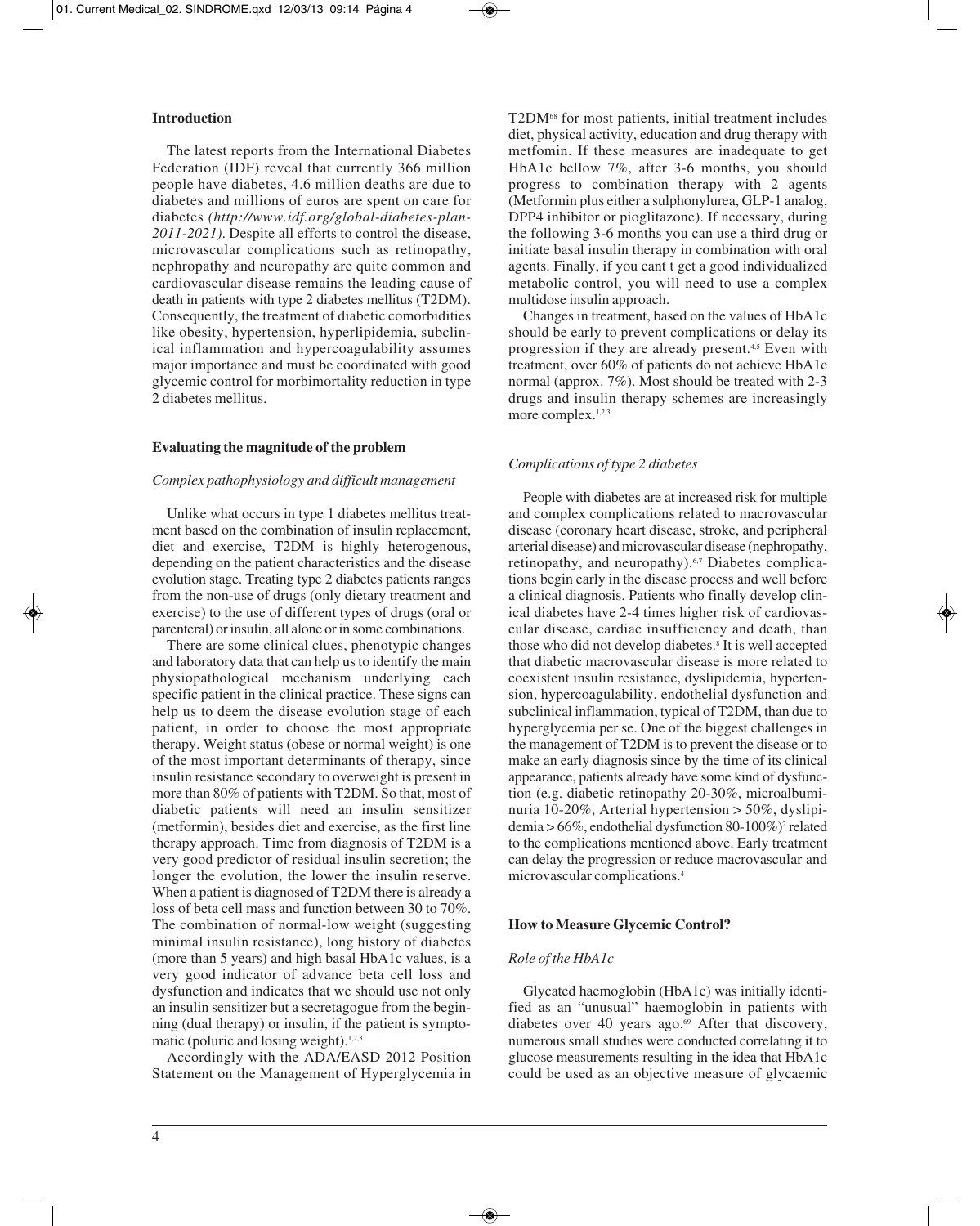## Introduction

The latest reports from the International Diabetes Federation (IDF) reveal that currently 366 million people have diabetes, 4.6 million deaths are due to diabetes and millions of euros are spent on care for diabetes *(http://www.idf.org/global-diabetes-plan-2011-2021)*. Despite all efforts to control the disease, microvascular complications such as retinopathy, nephropathy and neuropathy are quite common and cardiovascular disease remains the leading cause of death in patients with type 2 diabetes mellitus (T2DM). Consequently, the treatment of diabetic comorbidities like obesity, hypertension, hyperlipidemia, subclinical inflammation and hypercoagulability assumes major importance and must be coordinated with good glycemic control for morbimortality reduction in type 2 diabetes mellitus.

## Evaluating the magnitude of the problem

### *Complex pathophysiology and difficult management*

Unlike what occurs in type 1 diabetes mellitus treatment based on the combination of insulin replacement, diet and exercise, T2DM is highly heterogenous, depending on the patient characteristics and the disease evolution stage. Treating type 2 diabetes patients ranges from the non-use of drugs (only dietary treatment and exercise) to the use of different types of drugs (oral or parenteral) or insulin, all alone or in some combinations.

There are some clinical clues, phenotypic changes and laboratory data that can help us to identify the main physiopathological mechanism underlying each specific patient in the clinical practice. These signs can help us to deem the disease evolution stage of each patient, in order to choose the most appropriate therapy. Weight status (obese or normal weight) is one of the most important determinants of therapy, since insulin resistance secondary to overweight is present in more than 80% of patients with T2DM. So that, most of diabetic patients will need an insulin sensitizer (metformin), besides diet and exercise, as the first line therapy approach. Time from diagnosis of T2DM is a very good predictor of residual insulin secretion; the longer the evolution, the lower the insulin reserve. When a patient is diagnosed of T2DM there is already a loss of beta cell mass and function between 30 to 70%. The combination of normal-low weight (suggesting minimal insulin resistance), long history of diabetes (more than 5 years) and high basal HbA1c values, is a very good indicator of advance beta cell loss and dysfunction and indicates that we should use not only an insulin sensitizer but a secretagogue from the beginning (dual therapy) or insulin, if the patient is symptomatic (poluric and losing weight).[1,2,3]

Accordingly with the ADA/EASD 2012 Position Statement on the Management of Hyperglycemia in T2DM[68] for most patients, initial treatment includes diet, physical activity, education and drug therapy with metfomin. If these measures are inadequate to get HbA1c bellow 7%, after 3-6 months, you should progress to combination therapy with 2 agents (Metformin plus either a sulphonylurea, GLP-1 analog, DPP4 inhibitor or pioglitazone). If necessary, during the following 3-6 months you can use a third drug or initiate basal insulin therapy in combination with oral agents. Finally, if you cant t get a good individualized metabolic control, you will need to use a complex multidose insulin approach.

Changes in treatment, based on the values of HbA1c should be early to prevent complications or delay its progression if they are already present.[4,5] Even with treatment, over 60% of patients do not achieve HbA1c normal (approx. 7%). Most should be treated with 2-3 drugs and insulin therapy schemes are increasingly more complex.[1,2,3]

### *Complications of type 2 diabetes*

People with diabetes are at increased risk for multiple and complex complications related to macrovascular disease (coronary heart disease, stroke, and peripheral arterial disease) and microvascular disease (nephropathy, retinopathy, and neuropathy).[6,7] Diabetes complications begin early in the disease process and well before a clinical diagnosis. Patients who finally develop clinical diabetes have 2-4 times higher risk of cardiovascular disease, cardiac insufficiency and death, than those who did not develop diabetes.[8] It is well accepted that diabetic macrovascular disease is more related to coexistent insulin resistance, dyslipidemia, hypertension, hypercoagulability, endothelial dysfunction and subclinical inflammation, typical of T2DM, than due to hyperglycemia per se. One of the biggest challenges in the management of T2DM is to prevent the disease or to make an early diagnosis since by the time of its clinical appearance, patients already have some kind of dysfunction (e.g. diabetic retinopathy 20-30%, microalbuminuria 10-20%, Arterial hypertension > 50%, dyslipidemia > 66%, endothelial dysfunction 80-100%)[2] related to the complications mentioned above. Early treatment can delay the progression or reduce macrovascular and microvascular complications.[4]

## How to Measure Glycemic Control?

### *Role of the HbA1c*

Glycated haemoglobin (HbA1c) was initially identified as an "unusual" haemoglobin in patients with diabetes over 40 years ago.[69] After that discovery, numerous small studies were conducted correlating it to glucose measurements resulting in the idea that HbA1c could be used as an objective measure of glycaemic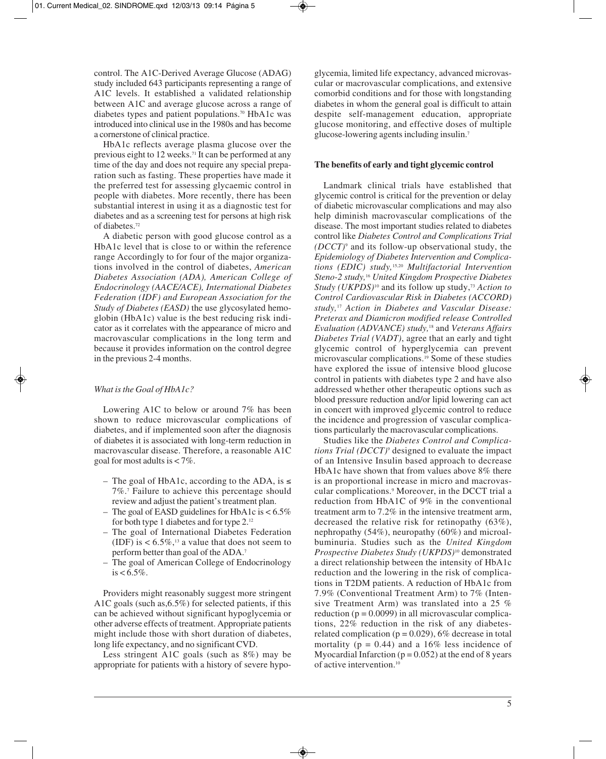control. The A1C-Derived Average Glucose (ADAG) study included 643 participants representing a range of A1C levels. It established a validated relationship between A1C and average glucose across a range of diabetes types and patient populations.[70] HbA1c was introduced into clinical use in the 1980s and has become a cornerstone of clinical practice.

HbA1c reflects average plasma glucose over the previous eight to 12 weeks.[71] It can be performed at any time of the day and does not require any special preparation such as fasting. These properties have made it the preferred test for assessing glycaemic control in people with diabetes. More recently, there has been substantial interest in using it as a diagnostic test for diabetes and as a screening test for persons at high risk of diabetes.[72]

A diabetic person with good glucose control as a HbA1c level that is close to or within the reference range Accordingly to for four of the major organizations involved in the control of diabetes, *American Diabetes Association (ADA), American College of Endocrinology (AACE/ACE), International Diabetes Federation (IDF) and European Association for the Study of Diabetes (EASD)* the use glycosylated hemoglobin (HbA1c) value is the best reducing risk indicator as it correlates with the appearance of micro and macrovascular complications in the long term and because it provides information on the control degree in the previous 2-4 months.

### *What is the Goal of HbA1c?*

Lowering A1C to below or around 7% has been shown to reduce microvascular complications of diabetes, and if implemented soon after the diagnosis of diabetes it is associated with long-term reduction in macrovascular disease. Therefore, a reasonable A1C goal for most adults is < 7%.

- The goal of HbA1c, according to the ADA, is ≤ 7%.[7] Failure to achieve this percentage should review and adjust the patient's treatment plan.
- The goal of EASD guidelines for HbA1c is < 6.5% for both type 1 diabetes and for type 2.[12]
- The goal of International Diabetes Federation (IDF) is < 6.5%,[13] a value that does not seem to perform better than goal of the ADA.[7]
- The goal of American College of Endocrinology is < 6.5%.

Providers might reasonably suggest more stringent A1C goals (such as,6.5%) for selected patients, if this can be achieved without significant hypoglycemia or other adverse effects of treatment. Appropriate patients might include those with short duration of diabetes, long life expectancy, and no significant CVD.

Less stringent A1C goals (such as 8%) may be appropriate for patients with a history of severe hypoglycemia, limited life expectancy, advanced microvascular or macrovascular complications, and extensive comorbid conditions and for those with longstanding diabetes in whom the general goal is difficult to attain despite self-management education, appropriate glucose monitoring, and effective doses of multiple glucose-lowering agents including insulin.[7]

## **The benefits of early and tight glycemic control**

Landmark clinical trials have established that glycemic control is critical for the prevention or delay of diabetic microvascular complications and may also help diminish macrovascular complications of the disease. The most important studies related to diabetes control like *Diabetes Control and Complications Trial (DCCT)*[9] and its follow-up observational study, the *Epidemiology of Diabetes Intervention and Complications (EDIC) study,*[15,20] *Multifactorial Intervention Steno-2 study,*[16] *United Kingdom Prospective Diabetes Study (UKPDS)*[10] and its follow up study,[73] *Action to Control Cardiovascular Risk in Diabetes (ACCORD) study,*[17] *Action in Diabetes and Vascular Disease: Preterax and Diamicron modified release Controlled Evaluation (ADVANCE) study,*[18] and *Veterans Affairs Diabetes Trial (VADT)*, agree that an early and tight glycemic control of hyperglycemia can prevent microvascular complications.[19] Some of these studies have explored the issue of intensive blood glucose control in patients with diabetes type 2 and have also addressed whether other therapeutic options such as blood pressure reduction and/or lipid lowering can act in concert with improved glycemic control to reduce the incidence and progression of vascular complications particularly the macrovascular complications.

Studies like the *Diabetes Control and Complications Trial (DCCT)*[9] designed to evaluate the impact of an Intensive Insulin based approach to decrease HbA1c have shown that from values above 8% there is an proportional increase in micro and macrovascular complications.[9] Moreover, in the DCCT trial a reduction from HbA1C of 9% in the conventional treatment arm to 7.2% in the intensive treatment arm, decreased the relative risk for retinopathy (63%), nephropathy (54%), neuropathy (60%) and microalbuminuria. Studies such as the *United Kingdom Prospective Diabetes Study (UKPDS)*[10] demonstrated a direct relationship between the intensity of HbA1c reduction and the lowering in the risk of complications in T2DM patients. A reduction of HbA1c from 7.9% (Conventional Treatment Arm) to 7% (Intensive Treatment Arm) was translated into a 25 % reduction ($p = 0.0099$) in all microvascular complications, 22% reduction in the risk of any diabetes-related complication ($p = 0.029$), 6% decrease in total mortality ($p = 0.44$) and a 16% less incidence of Myocardial Infarction ($p = 0.052$) at the end of 8 years of active intervention.[10]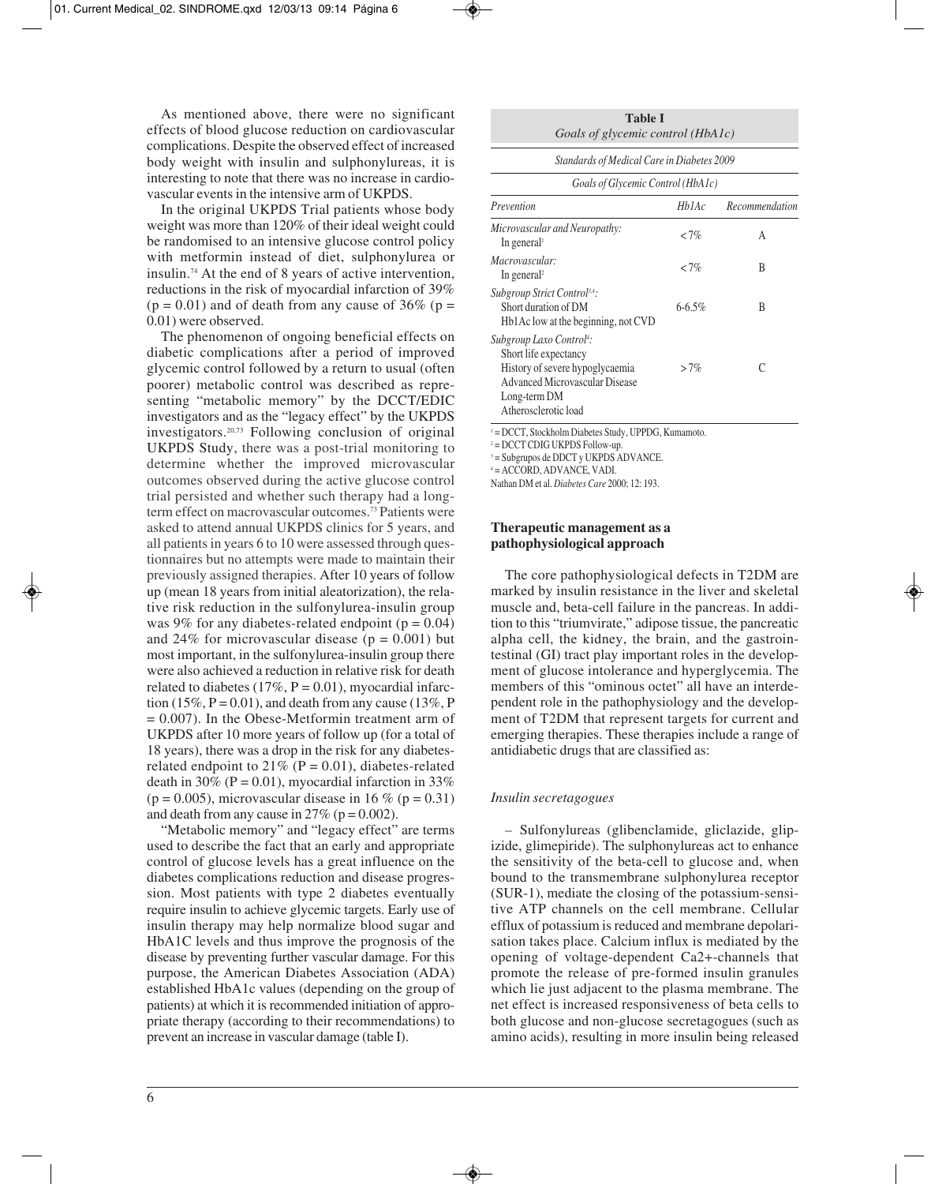As mentioned above, there were no significant effects of blood glucose reduction on cardiovascular complications. Despite the observed effect of increased body weight with insulin and sulphonylureas, it is interesting to note that there was no increase in cardiovascular events in the intensive arm of UKPDS.

In the original UKPDS Trial patients whose body weight was more than 120% of their ideal weight could be randomised to an intensive glucose control policy with metformin instead of diet, sulphonylurea or insulin.[74] At the end of 8 years of active intervention, reductions in the risk of myocardial infarction of 39% ($p = 0.01$) and of death from any cause of 36% ($p = 0.01$) were observed.

The phenomenon of ongoing beneficial effects on diabetic complications after a period of improved glycemic control followed by a return to usual (often poorer) metabolic control was described as representing "metabolic memory" by the DCCT/EDIC investigators and as the "legacy effect" by the UKPDS investigators.[20,73] Following conclusion of original UKPDS Study, there was a post-trial monitoring to determine whether the improved microvascular outcomes observed during the active glucose control trial persisted and whether such therapy had a long-term effect on macrovascular outcomes.[73] Patients were asked to attend annual UKPDS clinics for 5 years, and all patients in years 6 to 10 were assessed through questionnaires but no attempts were made to maintain their previously assigned therapies. After 10 years of follow up (mean 18 years from initial aleatorization), the relative risk reduction in the sulfonylurea-insulin group was 9% for any diabetes-related endpoint ($p = 0.04$) and 24% for microvascular disease ($p = 0.001$) but most important, in the sulfonylurea-insulin group there were also achieved a reduction in relative risk for death related to diabetes (17%, $P = 0.01$), myocardial infarction (15%, $P = 0.01$), and death from any cause (13%, $P = 0.007$). In the Obese-Metformin treatment arm of UKPDS after 10 more years of follow up (for a total of 18 years), there was a drop in the risk for any diabetes-related endpoint to 21% ($P = 0.01$), diabetes-related death in 30% ($P = 0.01$), myocardial infarction in 33% ($p = 0.005$), microvascular disease in 16 % ($p = 0.31$) and death from any cause in 27% ($p = 0.002$).

"Metabolic memory" and "legacy effect" are terms used to describe the fact that an early and appropriate control of glucose levels has a great influence on the diabetes complications reduction and disease progression. Most patients with type 2 diabetes eventually require insulin to achieve glycemic targets. Early use of insulin therapy may help normalize blood sugar and HbA1C levels and thus improve the prognosis of the disease by preventing further vascular damage. For this purpose, the American Diabetes Association (ADA) established HbA1c values (depending on the group of patients) at which it is recommended initiation of appropriate therapy (according to their recommendations) to prevent an increase in vascular damage (table I).

**Table I**
*Goals of glycemic control (HbA1c)*

*Standards of Medical Care in Diabetes 2009*

*Goals of Glycemic Control (HbA1c)*

| *Prevention* | *Hb1Ac* | *Recommendation* |
|---|---|---|
| *Microvascular and Neuropathy:* In general[1] | <7% | A |
| *Macrovascular:* In general[2] | <7% | B |
| *Subgroup Strict Control[3,4]:* Short duration of DM; Hb1Ac low at the beginning, not CVD | 6-6.5% | B |
| *Subgroup Laxo Control[4]:* Short life expectancy; History of severe hypoglycaemia; Advanced Microvascular Disease; Long-term DM; Atherosclerotic load | >7% | C |

[1] = DCCT, Stockholm Diabetes Study, UPPDG, Kumamoto.
[2] = DCCT CDIG UKPDS Follow-up.
[3] = Subgrupos de DDCT y UKPDS ADVANCE.
[4] = ACCORD, ADVANCE, VADI.
Nathan DM et al. *Diabetes Care* 2000; 12: 193.

## Therapeutic management as a pathophysiological approach

The core pathophysiological defects in T2DM are marked by insulin resistance in the liver and skeletal muscle and, beta-cell failure in the pancreas. In addition to this "triumvirate," adipose tissue, the pancreatic alpha cell, the kidney, the brain, and the gastrointestinal (GI) tract play important roles in the development of glucose intolerance and hyperglycemia. The members of this "ominous octet" all have an interdependent role in the pathophysiology and the development of T2DM that represent targets for current and emerging therapies. These therapies include a range of antidiabetic drugs that are classified as:

### *Insulin secretagogues*

– Sulfonylureas (glibenclamide, gliclazide, glipizide, glimepiride). The sulphonylureas act to enhance the sensitivity of the beta-cell to glucose and, when bound to the transmembrane sulphonylurea receptor (SUR-1), mediate the closing of the potassium-sensitive ATP channels on the cell membrane. Cellular efflux of potassium is reduced and membrane depolarisation takes place. Calcium influx is mediated by the opening of voltage-dependent $Ca^{2+}$-channels that promote the release of pre-formed insulin granules which lie just adjacent to the plasma membrane. The net effect is increased responsiveness of beta cells to both glucose and non-glucose secretagogues (such as amino acids), resulting in more insulin being released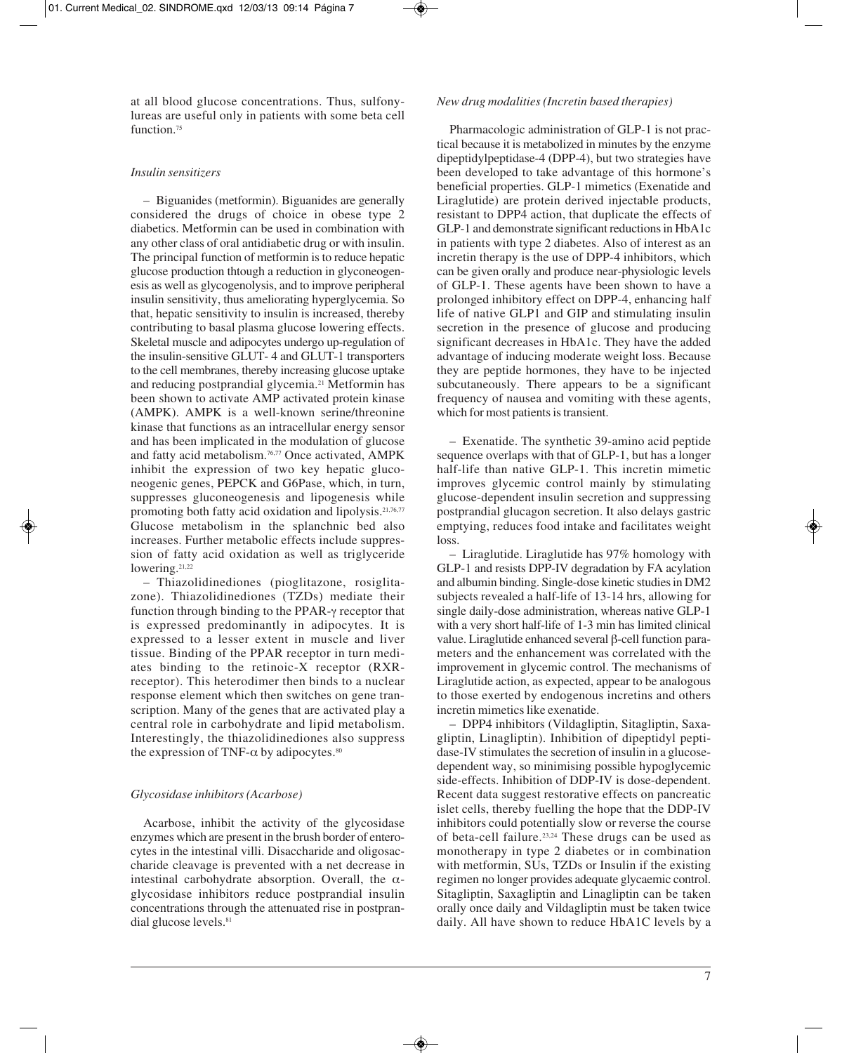at all blood glucose concentrations. Thus, sulfonylureas are useful only in patients with some beta cell function.[75]

*Insulin sensitizers*

– Biguanides (metformin). Biguanides are generally considered the drugs of choice in obese type 2 diabetics. Metformin can be used in combination with any other class of oral antidiabetic drug or with insulin. The principal function of metformin is to reduce hepatic glucose production thtough a reduction in glyconeogenesis as well as glycogenolysis, and to improve peripheral insulin sensitivity, thus ameliorating hyperglycemia. So that, hepatic sensitivity to insulin is increased, thereby contributing to basal plasma glucose lowering effects. Skeletal muscle and adipocytes undergo up-regulation of the insulin-sensitive GLUT- 4 and GLUT-1 transporters to the cell membranes, thereby increasing glucose uptake and reducing postprandial glycemia.[21] Metformin has been shown to activate AMP activated protein kinase (AMPK). AMPK is a well-known serine/threonine kinase that functions as an intracellular energy sensor and has been implicated in the modulation of glucose and fatty acid metabolism.[76,77] Once activated, AMPK inhibit the expression of two key hepatic gluconeogenic genes, PEPCK and G6Pase, which, in turn, suppresses gluconeogenesis and lipogenesis while promoting both fatty acid oxidation and lipolysis.[21,76,77] Glucose metabolism in the splanchnic bed also increases. Further metabolic effects include suppression of fatty acid oxidation as well as triglyceride lowering.[21,22]

– Thiazolidinediones (pioglitazone, rosiglitazone). Thiazolidinediones (TZDs) mediate their function through binding to the PPAR-$\gamma$ receptor that is expressed predominantly in adipocytes. It is expressed to a lesser extent in muscle and liver tissue. Binding of the PPAR receptor in turn mediates binding to the retinoic-X receptor (RXR-receptor). This heterodimer then binds to a nuclear response element which then switches on gene transcription. Many of the genes that are activated play a central role in carbohydrate and lipid metabolism. Interestingly, the thiazolidinediones also suppress the expression of TNF-$\alpha$ by adipocytes.[80]

*Glycosidase inhibitors (Acarbose)*

Acarbose, inhibit the activity of the glycosidase enzymes which are present in the brush border of enterocytes in the intestinal villi. Disaccharide and oligosaccharide cleavage is prevented with a net decrease in intestinal carbohydrate absorption. Overall, the $\alpha$-glycosidase inhibitors reduce postprandial insulin concentrations through the attenuated rise in postprandial glucose levels.[81]

*New drug modalities (Incretin based therapies)*

Pharmacologic administration of GLP-1 is not practical because it is metabolized in minutes by the enzyme dipeptidylpeptidase-4 (DPP-4), but two strategies have been developed to take advantage of this hormone's beneficial properties. GLP-1 mimetics (Exenatide and Liraglutide) are protein derived injectable products, resistant to DPP4 action, that duplicate the effects of GLP-1 and demonstrate significant reductions in HbA1c in patients with type 2 diabetes. Also of interest as an incretin therapy is the use of DPP-4 inhibitors, which can be given orally and produce near-physiologic levels of GLP-1. These agents have been shown to have a prolonged inhibitory effect on DPP-4, enhancing half life of native GLP1 and GIP and stimulating insulin secretion in the presence of glucose and producing significant decreases in HbA1c. They have the added advantage of inducing moderate weight loss. Because they are peptide hormones, they have to be injected subcutaneously. There appears to be a significant frequency of nausea and vomiting with these agents, which for most patients is transient.

– Exenatide. The synthetic 39-amino acid peptide sequence overlaps with that of GLP-1, but has a longer half-life than native GLP-1. This incretin mimetic improves glycemic control mainly by stimulating glucose-dependent insulin secretion and suppressing postprandial glucagon secretion. It also delays gastric emptying, reduces food intake and facilitates weight loss.

– Liraglutide. Liraglutide has 97% homology with GLP-1 and resists DPP-IV degradation by FA acylation and albumin binding. Single-dose kinetic studies in DM2 subjects revealed a half-life of 13-14 hrs, allowing for single daily-dose administration, whereas native GLP-1 with a very short half-life of 1-3 min has limited clinical value. Liraglutide enhanced several $\beta$-cell function parameters and the enhancement was correlated with the improvement in glycemic control. The mechanisms of Liraglutide action, as expected, appear to be analogous to those exerted by endogenous incretins and others incretin mimetics like exenatide.

– DPP4 inhibitors (Vildagliptin, Sitagliptin, Saxagliptin, Linagliptin). Inhibition of dipeptidyl peptidase-IV stimulates the secretion of insulin in a glucose-dependent way, so minimising possible hypoglycemic side-effects. Inhibition of DDP-IV is dose-dependent. Recent data suggest restorative effects on pancreatic islet cells, thereby fuelling the hope that the DDP-IV inhibitors could potentially slow or reverse the course of beta-cell failure.[23,24] These drugs can be used as monotherapy in type 2 diabetes or in combination with metformin, SUs, TZDs or Insulin if the existing regimen no longer provides adequate glycaemic control. Sitagliptin, Saxagliptin and Linagliptin can be taken orally once daily and Vildagliptin must be taken twice daily. All have shown to reduce HbA1C levels by a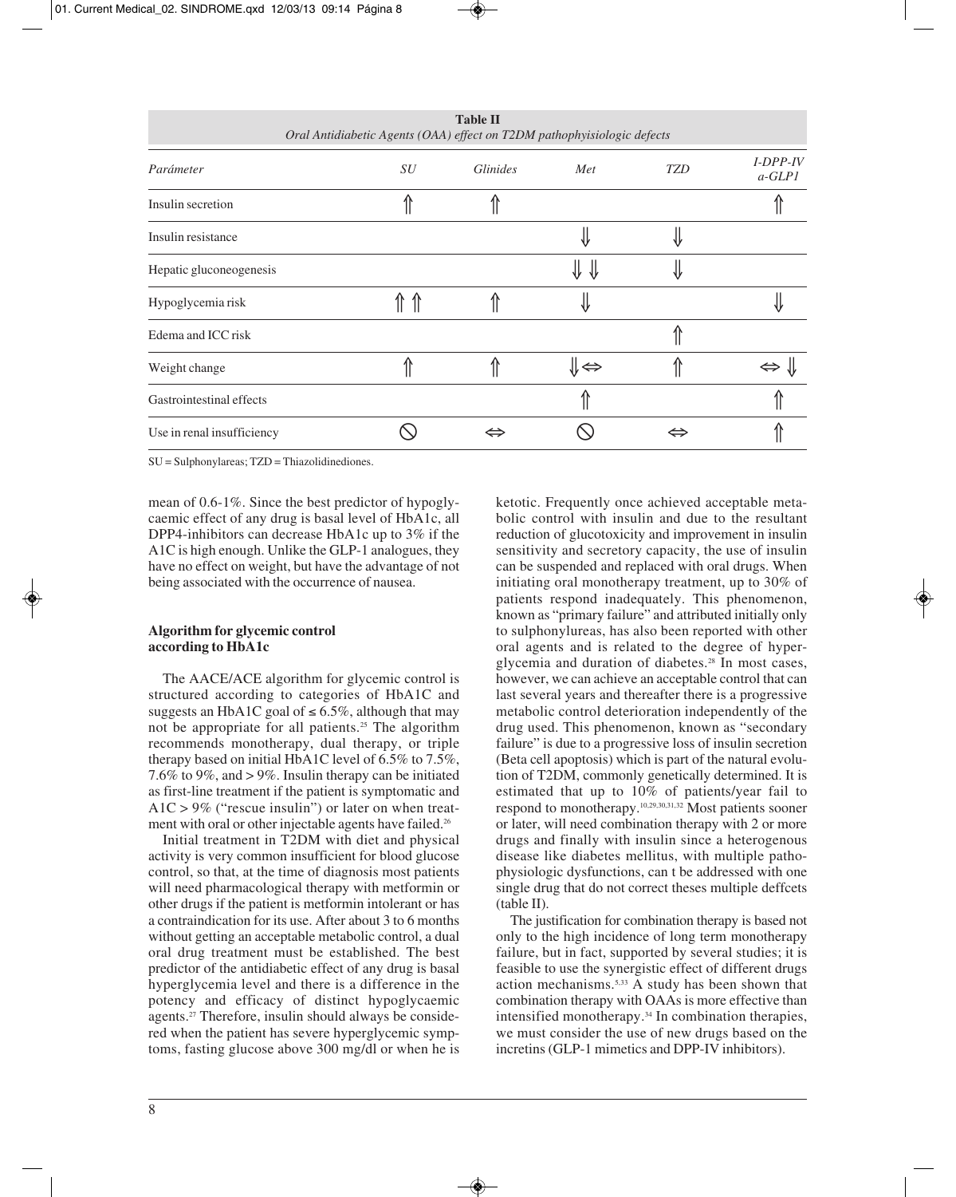**Table II**
*Oral Antidiabetic Agents (OAA) effect on T2DM pathophyisiologic defects*

| *Parámeter* | *SU* | *Glinides* | *Met* | *TZD* | *I-DPP-IV a-GLP1* |
|---|---|---|---|---|---|
| Insulin secretion | ⇑ | ⇑ | | | ⇑ |
| Insulin resistance | | | ⇓ | ⇓ | |
| Hepatic gluconeogenesis | | | ⇓ ⇓ | ⇓ | |
| Hypoglycemia risk | ⇑ ⇑ | ⇑ | ⇓ | | ⇓ |
| Edema and ICC risk | | | | ⇑ | |
| Weight change | ⇑ | ⇑ | ⇓⇔ | ⇑ | ⇔ ⇓ |
| Gastrointestinal effects | | | ⇑ | | ⇑ |
| Use in renal insufficiency | ⃠ | ⇔ | ⃠ | ⇔ | ⇑ |

SU = Sulphonylareas; TZD = Thiazolidinediones.

mean of 0.6-1%. Since the best predictor of hypoglycaemic effect of any drug is basal level of HbA1c, all DPP4-inhibitors can decrease HbA1c up to 3% if the A1C is high enough. Unlike the GLP-1 analogues, they have no effect on weight, but have the advantage of not being associated with the occurrence of nausea.

**Algorithm for glycemic control according to HbA1c**

The AACE/ACE algorithm for glycemic control is structured according to categories of HbA1C and suggests an HbA1C goal of ≤ 6.5%, although that may not be appropriate for all patients.[25] The algorithm recommends monotherapy, dual therapy, or triple therapy based on initial HbA1C level of 6.5% to 7.5%, 7.6% to 9%, and > 9%. Insulin therapy can be initiated as first-line treatment if the patient is symptomatic and A1C > 9% ("rescue insulin") or later on when treatment with oral or other injectable agents have failed.[26]

Initial treatment in T2DM with diet and physical activity is very common insufficient for blood glucose control, so that, at the time of diagnosis most patients will need pharmacological therapy with metformin or other drugs if the patient is metformin intolerant or has a contraindication for its use. After about 3 to 6 months without getting an acceptable metabolic control, a dual oral drug treatment must be established. The best predictor of the antidiabetic effect of any drug is basal hyperglycemia level and there is a difference in the potency and efficacy of distinct hypoglycaemic agents.[27] Therefore, insulin should always be considered when the patient has severe hyperglycemic symptoms, fasting glucose above 300 mg/dl or when he is ketotic. Frequently once achieved acceptable metabolic control with insulin and due to the resultant reduction of glucotoxicity and improvement in insulin sensitivity and secretory capacity, the use of insulin can be suspended and replaced with oral drugs. When initiating oral monotherapy treatment, up to 30% of patients respond inadequately. This phenomenon, known as "primary failure" and attributed initially only to sulphonylureas, has also been reported with other oral agents and is related to the degree of hyperglycemia and duration of diabetes.[28] In most cases, however, we can achieve an acceptable control that can last several years and thereafter there is a progressive metabolic control deterioration independently of the drug used. This phenomenon, known as "secondary failure" is due to a progressive loss of insulin secretion (Beta cell apoptosis) which is part of the natural evolution of T2DM, commonly genetically determined. It is estimated that up to 10% of patients/year fail to respond to monotherapy.[10,29,30,31,32] Most patients sooner or later, will need combination therapy with 2 or more drugs and finally with insulin since a heterogenous disease like diabetes mellitus, with multiple pathophysiologic dysfunctions, can t be addressed with one single drug that do not correct theses multiple deffcets (table II).

The justification for combination therapy is based not only to the high incidence of long term monotherapy failure, but in fact, supported by several studies; it is feasible to use the synergistic effect of different drugs action mechanisms.[5,33] A study has been shown that combination therapy with OAAs is more effective than intensified monotherapy.[34] In combination therapies, we must consider the use of new drugs based on the incretins (GLP-1 mimetics and DPP-IV inhibitors).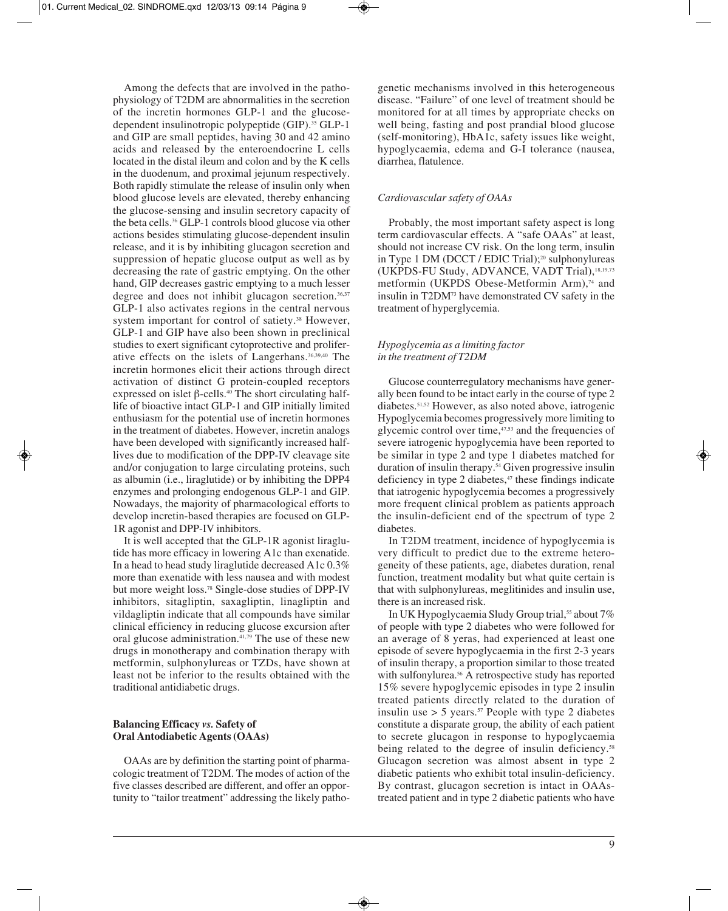Among the defects that are involved in the pathophysiology of T2DM are abnormalities in the secretion of the incretin hormones GLP-1 and the glucose-dependent insulinotropic polypeptide (GIP).[35] GLP-1 and GIP are small peptides, having 30 and 42 amino acids and released by the enteroendocrine L cells located in the distal ileum and colon and by the K cells in the duodenum, and proximal jejunum respectively. Both rapidly stimulate the release of insulin only when blood glucose levels are elevated, thereby enhancing the glucose-sensing and insulin secretory capacity of the beta cells.[36] GLP-1 controls blood glucose via other actions besides stimulating glucose-dependent insulin release, and it is by inhibiting glucagon secretion and suppression of hepatic glucose output as well as by decreasing the rate of gastric emptying. On the other hand, GIP decreases gastric emptying to a much lesser degree and does not inhibit glucagon secretion.[36,37] GLP-1 also activates regions in the central nervous system important for control of satiety.[38] However, GLP-1 and GIP have also been shown in preclinical studies to exert significant cytoprotective and proliferative effects on the islets of Langerhans.[36,39,40] The incretin hormones elicit their actions through direct activation of distinct G protein-coupled receptors expressed on islet β-cells.[40] The short circulating half-life of bioactive intact GLP-1 and GIP initially limited enthusiasm for the potential use of incretin hormones in the treatment of diabetes. However, incretin analogs have been developed with significantly increased half-lives due to modification of the DPP-IV cleavage site and/or conjugation to large circulating proteins, such as albumin (i.e., liraglutide) or by inhibiting the DPP4 enzymes and prolonging endogenous GLP-1 and GIP. Nowadays, the majority of pharmacological efforts to develop incretin-based therapies are focused on GLP-1R agonist and DPP-IV inhibitors.

It is well accepted that the GLP-1R agonist liraglutide has more efficacy in lowering A1c than exenatide. In a head to head study liraglutide decreased A1c 0.3% more than exenatide with less nausea and with modest but more weight loss.[78] Single-dose studies of DPP-IV inhibitors, sitagliptin, saxagliptin, linagliptin and vildagliptin indicate that all compounds have similar clinical efficiency in reducing glucose excursion after oral glucose administration.[41,79] The use of these new drugs in monotherapy and combination therapy with metformin, sulphonylureas or TZDs, have shown at least not be inferior to the results obtained with the traditional antidiabetic drugs.

## Balancing Efficacy *vs.* Safety of Oral Antodiabetic Agents (OAAs)

OAAs are by definition the starting point of pharmacologic treatment of T2DM. The modes of action of the five classes described are different, and offer an opportunity to "tailor treatment" addressing the likely pathogenetic mechanisms involved in this heterogeneous disease. "Failure" of one level of treatment should be monitored for at all times by appropriate checks on well being, fasting and post prandial blood glucose (self-monitoring), HbA1c, safety issues like weight, hypoglycaemia, edema and G-I tolerance (nausea, diarrhea, flatulence.

### *Cardiovascular safety of OAAs*

Probably, the most important safety aspect is long term cardiovascular effects. A "safe OAAs" at least, should not increase CV risk. On the long term, insulin in Type 1 DM (DCCT / EDIC Trial);[20] sulphonylureas (UKPDS-FU Study, ADVANCE, VADT Trial),[18,19,73] metformin (UKPDS Obese-Metformin Arm),[74] and insulin in T2DM[73] have demonstrated CV safety in the treatment of hyperglycemia.

### *Hypoglycemia as a limiting factor in the treatment of T2DM*

Glucose counterregulatory mechanisms have generally been found to be intact early in the course of type 2 diabetes.[51,52] However, as also noted above, iatrogenic Hypoglycemia becomes progressively more limiting to glycemic control over time,[47,53] and the frequencies of severe iatrogenic hypoglycemia have been reported to be similar in type 2 and type 1 diabetes matched for duration of insulin therapy.[54] Given progressive insulin deficiency in type 2 diabetes,[47] these findings indicate that iatrogenic hypoglycemia becomes a progressively more frequent clinical problem as patients approach the insulin-deficient end of the spectrum of type 2 diabetes.

In T2DM treatment, incidence of hypoglycemia is very difficult to predict due to the extreme heterogeneity of these patients, age, diabetes duration, renal function, treatment modality but what quite certain is that with sulphonylureas, meglitinides and insulin use, there is an increased risk.

In UK Hypoglycaemia Sludy Group trial,[55] about 7% of people with type 2 diabetes who were followed for an average of 8 yeras, had experienced at least one episode of severe hypoglycaemia in the first 2-3 years of insulin therapy, a proportion similar to those treated with sulfonylurea.[56] A retrospective study has reported 15% severe hypoglycemic episodes in type 2 insulin treated patients directly related to the duration of insulin use > 5 years.[57] People with type 2 diabetes constitute a disparate group, the ability of each patient to secrete glucagon in response to hypoglycaemia being related to the degree of insulin deficiency.[58] Glucagon secretion was almost absent in type 2 diabetic patients who exhibit total insulin-deficiency. By contrast, glucagon secretion is intact in OAAs-treated patient and in type 2 diabetic patients who have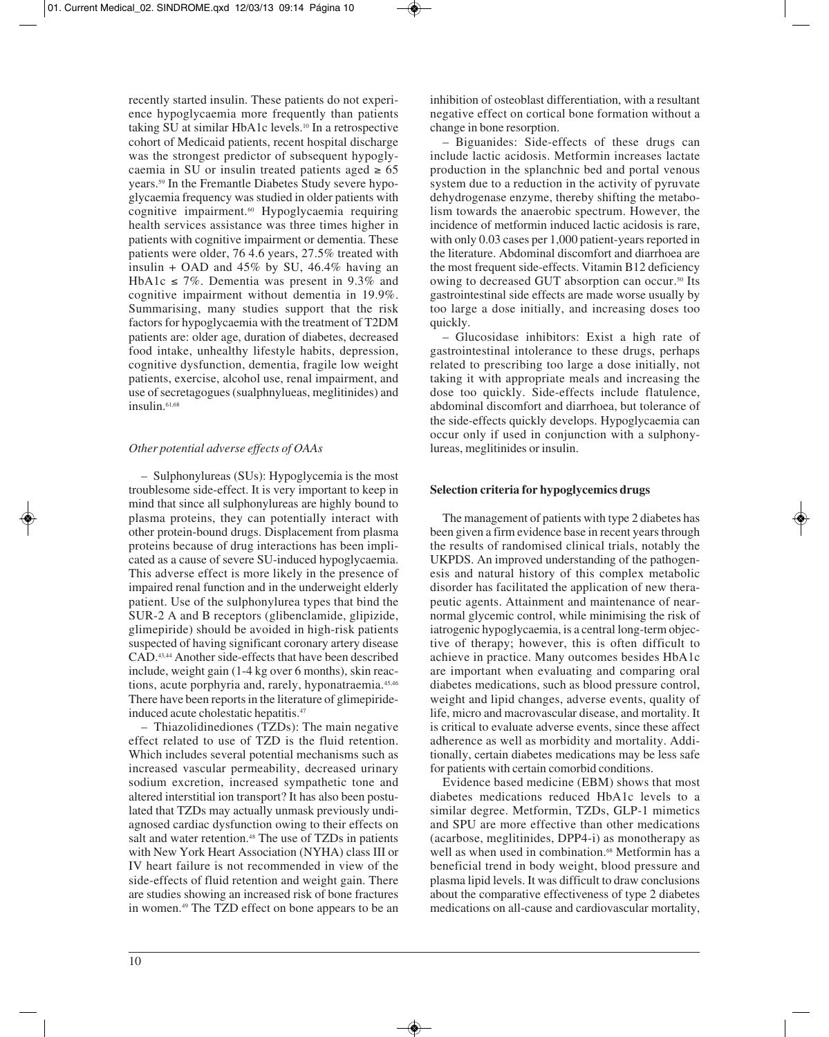recently started insulin. These patients do not experience hypoglycaemia more frequently than patients taking SU at similar HbA1c levels.[10] In a retrospective cohort of Medicaid patients, recent hospital discharge was the strongest predictor of subsequent hypoglycaemia in SU or insulin treated patients aged ≥ 65 years.[59] In the Fremantle Diabetes Study severe hypoglycaemia frequency was studied in older patients with cognitive impairment.[60] Hypoglycaemia requiring health services assistance was three times higher in patients with cognitive impairment or dementia. These patients were older, 76 4.6 years, 27.5% treated with insulin + OAD and 45% by SU, 46.4% having an HbA1c ≤ 7%. Dementia was present in 9.3% and cognitive impairment without dementia in 19.9%. Summarising, many studies support that the risk factors for hypoglycaemia with the treatment of T2DM patients are: older age, duration of diabetes, decreased food intake, unhealthy lifestyle habits, depression, cognitive dysfunction, dementia, fragile low weight patients, exercise, alcohol use, renal impairment, and use of secretagogues (sualphnylueas, meglitinides) and insulin.[61,68]

*Other potential adverse effects of OAAs*

– Sulphonylureas (SUs): Hypoglycemia is the most troublesome side-effect. It is very important to keep in mind that since all sulphonylureas are highly bound to plasma proteins, they can potentially interact with other protein-bound drugs. Displacement from plasma proteins because of drug interactions has been implicated as a cause of severe SU-induced hypoglycaemia. This adverse effect is more likely in the presence of impaired renal function and in the underweight elderly patient. Use of the sulphonylurea types that bind the SUR-2 A and B receptors (glibenclamide, glipizide, glimepiride) should be avoided in high-risk patients suspected of having significant coronary artery disease CAD.[43,44] Another side-effects that have been described include, weight gain (1-4 kg over 6 months), skin reactions, acute porphyria and, rarely, hyponatraemia.[45,46] There have been reports in the literature of glimepiride-induced acute cholestatic hepatitis.[47]

– Thiazolidinediones (TZDs): The main negative effect related to use of TZD is the fluid retention. Which includes several potential mechanisms such as increased vascular permeability, decreased urinary sodium excretion, increased sympathetic tone and altered interstitial ion transport? It has also been postulated that TZDs may actually unmask previously undiagnosed cardiac dysfunction owing to their effects on salt and water retention.[48] The use of TZDs in patients with New York Heart Association (NYHA) class III or IV heart failure is not recommended in view of the side-effects of fluid retention and weight gain. There are studies showing an increased risk of bone fractures in women.[49] The TZD effect on bone appears to be an inhibition of osteoblast differentiation, with a resultant negative effect on cortical bone formation without a change in bone resorption.

– Biguanides: Side-effects of these drugs can include lactic acidosis. Metformin increases lactate production in the splanchnic bed and portal venous system due to a reduction in the activity of pyruvate dehydrogenase enzyme, thereby shifting the metabolism towards the anaerobic spectrum. However, the incidence of metformin induced lactic acidosis is rare, with only 0.03 cases per 1,000 patient-years reported in the literature. Abdominal discomfort and diarrhoea are the most frequent side-effects. Vitamin B12 deficiency owing to decreased GUT absorption can occur.[50] Its gastrointestinal side effects are made worse usually by too large a dose initially, and increasing doses too quickly.

– Glucosidase inhibitors: Exist a high rate of gastrointestinal intolerance to these drugs, perhaps related to prescribing too large a dose initially, not taking it with appropriate meals and increasing the dose too quickly. Side-effects include flatulence, abdominal discomfort and diarrhoea, but tolerance of the side-effects quickly develops. Hypoglycaemia can occur only if used in conjunction with a sulphonylureas, meglitinides or insulin.

## Selection criteria for hypoglycemics drugs

The management of patients with type 2 diabetes has been given a firm evidence base in recent years through the results of randomised clinical trials, notably the UKPDS. An improved understanding of the pathogenesis and natural history of this complex metabolic disorder has facilitated the application of new therapeutic agents. Attainment and maintenance of near-normal glycemic control, while minimising the risk of iatrogenic hypoglycaemia, is a central long-term objective of therapy; however, this is often difficult to achieve in practice. Many outcomes besides HbA1c are important when evaluating and comparing oral diabetes medications, such as blood pressure control, weight and lipid changes, adverse events, quality of life, micro and macrovascular disease, and mortality. It is critical to evaluate adverse events, since these affect adherence as well as morbidity and mortality. Additionally, certain diabetes medications may be less safe for patients with certain comorbid conditions.

Evidence based medicine (EBM) shows that most diabetes medications reduced HbA1c levels to a similar degree. Metformin, TZDs, GLP-1 mimetics and SPU are more effective than other medications (acarbose, meglitinides, DPP4-i) as monotherapy as well as when used in combination.[68] Metformin has a beneficial trend in body weight, blood pressure and plasma lipid levels. It was difficult to draw conclusions about the comparative effectiveness of type 2 diabetes medications on all-cause and cardiovascular mortality,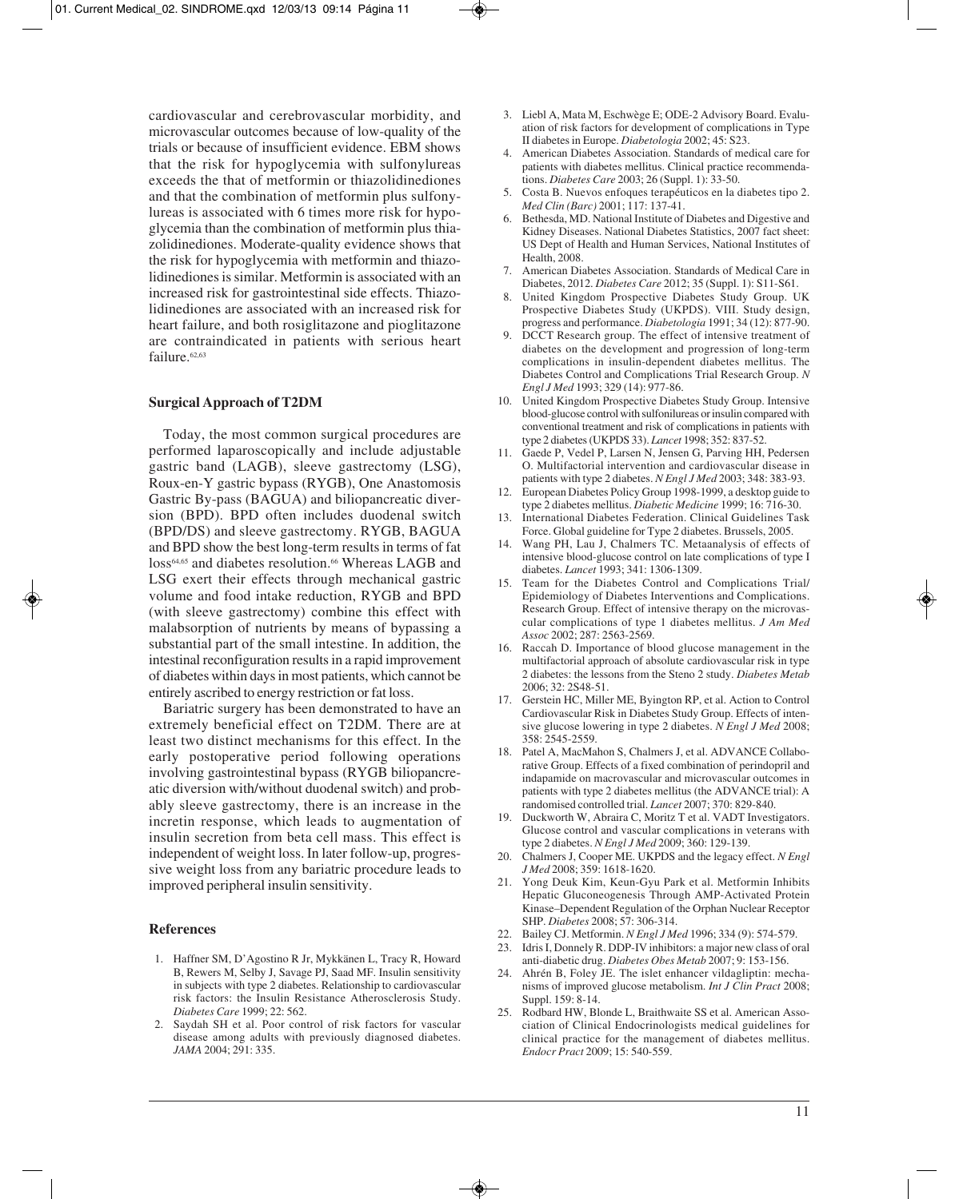cardiovascular and cerebrovascular morbidity, and microvascular outcomes because of low-quality of the trials or because of insufficient evidence. EBM shows that the risk for hypoglycemia with sulfonylureas exceeds the that of metformin or thiazolidinediones and that the combination of metformin plus sulfonylureas is associated with 6 times more risk for hypoglycemia than the combination of metformin plus thiazolidinediones. Moderate-quality evidence shows that the risk for hypoglycemia with metformin and thiazolidinediones is similar. Metformin is associated with an increased risk for gastrointestinal side effects. Thiazolidinediones are associated with an increased risk for heart failure, and both rosiglitazone and pioglitazone are contraindicated in patients with serious heart failure.[62,63]

### Surgical Approach of T2DM

Today, the most common surgical procedures are performed laparoscopically and include adjustable gastric band (LAGB), sleeve gastrectomy (LSG), Roux-en-Y gastric bypass (RYGB), One Anastomosis Gastric By-pass (BAGUA) and biliopancreatic diversion (BPD). BPD often includes duodenal switch (BPD/DS) and sleeve gastrectomy. RYGB, BAGUA and BPD show the best long-term results in terms of fat loss[64,65] and diabetes resolution.[66] Whereas LAGB and LSG exert their effects through mechanical gastric volume and food intake reduction, RYGB and BPD (with sleeve gastrectomy) combine this effect with malabsorption of nutrients by means of bypassing a substantial part of the small intestine. In addition, the intestinal reconfiguration results in a rapid improvement of diabetes within days in most patients, which cannot be entirely ascribed to energy restriction or fat loss.

Bariatric surgery has been demonstrated to have an extremely beneficial effect on T2DM. There are at least two distinct mechanisms for this effect. In the early postoperative period following operations involving gastrointestinal bypass (RYGB biliopancreatic diversion with/without duodenal switch) and probably sleeve gastrectomy, there is an increase in the incretin response, which leads to augmentation of insulin secretion from beta cell mass. This effect is independent of weight loss. In later follow-up, progressive weight loss from any bariatric procedure leads to improved peripheral insulin sensitivity.

### References

1. Haffner SM, D'Agostino R Jr, Mykkänen L, Tracy R, Howard B, Rewers M, Selby J, Savage PJ, Saad MF. Insulin sensitivity in subjects with type 2 diabetes. Relationship to cardiovascular risk factors: the Insulin Resistance Atherosclerosis Study. *Diabetes Care* 1999; 22: 562.
2. Saydah SH et al. Poor control of risk factors for vascular disease among adults with previously diagnosed diabetes. *JAMA* 2004; 291: 335.
3. Liebl A, Mata M, Eschwège E; ODE-2 Advisory Board. Evaluation of risk factors for development of complications in Type II diabetes in Europe. *Diabetologia* 2002; 45: S23.
4. American Diabetes Association. Standards of medical care for patients with diabetes mellitus. Clinical practice recommendations. *Diabetes Care* 2003; 26 (Suppl. 1): 33-50.
5. Costa B. Nuevos enfoques terapéuticos en la diabetes tipo 2. *Med Clin (Barc)* 2001; 117: 137-41.
6. Bethesda, MD. National Institute of Diabetes and Digestive and Kidney Diseases. National Diabetes Statistics, 2007 fact sheet: US Dept of Health and Human Services, National Institutes of Health, 2008.
7. American Diabetes Association. Standards of Medical Care in Diabetes, 2012. *Diabetes Care* 2012; 35 (Suppl. 1): S11-S61.
8. United Kingdom Prospective Diabetes Study Group. UK Prospective Diabetes Study (UKPDS). VIII. Study design, progress and performance. *Diabetologia* 1991; 34 (12): 877-90.
9. DCCT Research group. The effect of intensive treatment of diabetes on the development and progression of long-term complications in insulin-dependent diabetes mellitus. The Diabetes Control and Complications Trial Research Group. *N Engl J Med* 1993; 329 (14): 977-86.
10. United Kingdom Prospective Diabetes Study Group. Intensive blood-glucose control with sulfonilureas or insulin compared with conventional treatment and risk of complications in patients with type 2 diabetes (UKPDS 33). *Lancet* 1998; 352: 837-52.
11. Gaede P, Vedel P, Larsen N, Jensen G, Parving HH, Pedersen O. Multifactorial intervention and cardiovascular disease in patients with type 2 diabetes. *N Engl J Med* 2003; 348: 383-93.
12. European Diabetes Policy Group 1998-1999, a desktop guide to type 2 diabetes mellitus. *Diabetic Medicine* 1999; 16: 716-30.
13. International Diabetes Federation. Clinical Guidelines Task Force. Global guideline for Type 2 diabetes. Brussels, 2005.
14. Wang PH, Lau J, Chalmers TC. Metaanalysis of effects of intensive blood-glucose control on late complications of type I diabetes. *Lancet* 1993; 341: 1306-1309.
15. Team for the Diabetes Control and Complications Trial/ Epidemiology of Diabetes Interventions and Complications. Research Group. Effect of intensive therapy on the microvascular complications of type 1 diabetes mellitus. *J Am Med Assoc* 2002; 287: 2563-2569.
16. Raccah D. Importance of blood glucose management in the multifactorial approach of absolute cardiovascular risk in type 2 diabetes: the lessons from the Steno 2 study. *Diabetes Metab* 2006; 32: 2S48-51.
17. Gerstein HC, Miller ME, Byington RP, et al. Action to Control Cardiovascular Risk in Diabetes Study Group. Effects of intensive glucose lowering in type 2 diabetes. *N Engl J Med* 2008; 358: 2545-2559.
18. Patel A, MacMahon S, Chalmers J, et al. ADVANCE Collaborative Group. Effects of a fixed combination of perindopril and indapamide on macrovascular and microvascular outcomes in patients with type 2 diabetes mellitus (the ADVANCE trial): A randomised controlled trial. *Lancet* 2007; 370: 829-840.
19. Duckworth W, Abraira C, Moritz T et al. VADT Investigators. Glucose control and vascular complications in veterans with type 2 diabetes. *N Engl J Med* 2009; 360: 129-139.
20. Chalmers J, Cooper ME. UKPDS and the legacy effect. *N Engl J Med* 2008; 359: 1618-1620.
21. Yong Deuk Kim, Keun-Gyu Park et al. Metformin Inhibits Hepatic Gluconeogenesis Through AMP-Activated Protein Kinase–Dependent Regulation of the Orphan Nuclear Receptor SHP. *Diabetes* 2008; 57: 306-314.
22. Bailey CJ. Metformin. *N Engl J Med* 1996; 334 (9): 574-579.
23. Idris I, Donnely R. DDP-IV inhibitors: a major new class of oral anti-diabetic drug. *Diabetes Obes Metab* 2007; 9: 153-156.
24. Ahrén B, Foley JE. The islet enhancer vildagliptin: mechanisms of improved glucose metabolism. *Int J Clin Pract* 2008; Suppl. 159: 8-14.
25. Rodbard HW, Blonde L, Braithwaite SS et al. American Association of Clinical Endocrinologists medical guidelines for clinical practice for the management of diabetes mellitus. *Endocr Pract* 2009; 15: 540-559.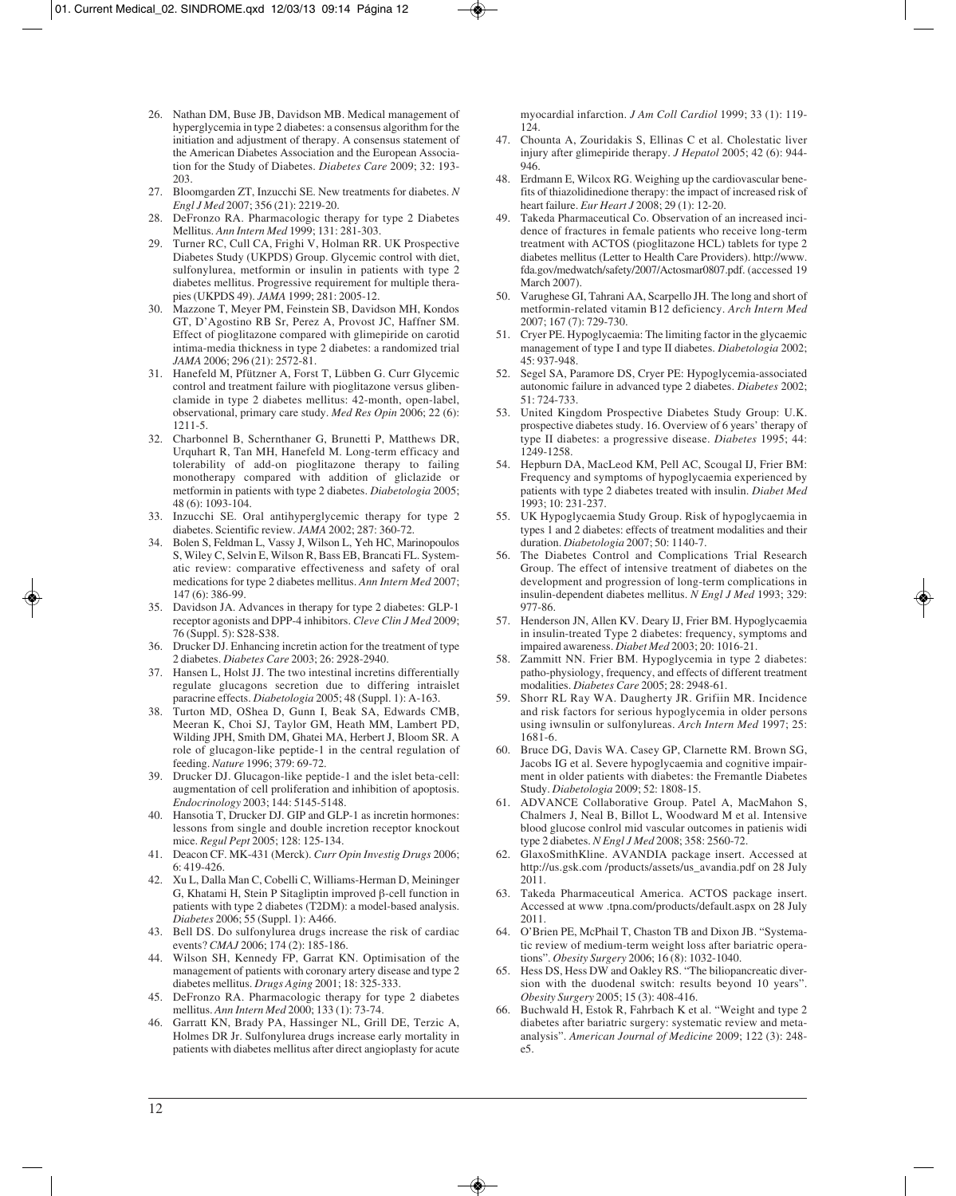26. Nathan DM, Buse JB, Davidson MB. Medical management of hyperglycemia in type 2 diabetes: a consensus algorithm for the initiation and adjustment of therapy. A consensus statement of the American Diabetes Association and the European Association for the Study of Diabetes. *Diabetes Care* 2009; 32: 193-203.
27. Bloomgarden ZT, Inzucchi SE. New treatments for diabetes. *N Engl J Med* 2007; 356 (21): 2219-20.
28. DeFronzo RA. Pharmacologic therapy for type 2 Diabetes Mellitus. *Ann Intern Med* 1999; 131: 281-303.
29. Turner RC, Cull CA, Frighi V, Holman RR. UK Prospective Diabetes Study (UKPDS) Group. Glycemic control with diet, sulfonylurea, metformin or insulin in patients with type 2 diabetes mellitus. Progressive requirement for multiple therapies (UKPDS 49). *JAMA* 1999; 281: 2005-12.
30. Mazzone T, Meyer PM, Feinstein SB, Davidson MH, Kondos GT, D'Agostino RB Sr, Perez A, Provost JC, Haffner SM. Effect of pioglitazone compared with glimepiride on carotid intima-media thickness in type 2 diabetes: a randomized trial *JAMA* 2006; 296 (21): 2572-81.
31. Hanefeld M, Pfützner A, Forst T, Lübben G. Curr Glycemic control and treatment failure with pioglitazone versus glibenclamide in type 2 diabetes mellitus: 42-month, open-label, observational, primary care study. *Med Res Opin* 2006; 22 (6): 1211-5.
32. Charbonnel B, Schernthaner G, Brunetti P, Matthews DR, Urquhart R, Tan MH, Hanefeld M. Long-term efficacy and tolerability of add-on pioglitazone therapy to failing monotherapy compared with addition of gliclazide or metformin in patients with type 2 diabetes. *Diabetologia* 2005; 48 (6): 1093-104.
33. Inzucchi SE. Oral antihyperglycemic therapy for type 2 diabetes. Scientific review. *JAMA* 2002; 287: 360-72.
34. Bolen S, Feldman L, Vassy J, Wilson L, Yeh HC, Marinopoulos S, Wiley C, Selvin E, Wilson R, Bass EB, Brancati FL. Systematic review: comparative effectiveness and safety of oral medications for type 2 diabetes mellitus. *Ann Intern Med* 2007; 147 (6): 386-99.
35. Davidson JA. Advances in therapy for type 2 diabetes: GLP-1 receptor agonists and DPP-4 inhibitors. *Cleve Clin J Med* 2009; 76 (Suppl. 5): S28-S38.
36. Drucker DJ. Enhancing incretin action for the treatment of type 2 diabetes. *Diabetes Care* 2003; 26: 2928-2940.
37. Hansen L, Holst JJ. The two intestinal incretins differentially regulate glucagons secretion due to differing intraislet paracrine effects. *Diabetologia* 2005; 48 (Suppl. 1): A-163.
38. Turton MD, OShea D, Gunn I, Beak SA, Edwards CMB, Meeran K, Choi SJ, Taylor GM, Heath MM, Lambert PD, Wilding JPH, Smith DM, Ghatei MA, Herbert J, Bloom SR. A role of glucagon-like peptide-1 in the central regulation of feeding. *Nature* 1996; 379: 69-72.
39. Drucker DJ. Glucagon-like peptide-1 and the islet beta-cell: augmentation of cell proliferation and inhibition of apoptosis. *Endocrinology* 2003; 144: 5145-5148.
40. Hansotia T, Drucker DJ. GIP and GLP-1 as incretin hormones: lessons from single and double incretin receptor knockout mice. *Regul Pept* 2005; 128: 125-134.
41. Deacon CF. MK-431 (Merck). *Curr Opin Investig Drugs* 2006; 6: 419-426.
42. Xu L, Dalla Man C, Cobelli C, Williams-Herman D, Meininger G, Khatami H, Stein P Sitagliptin improved β-cell function in patients with type 2 diabetes (T2DM): a model-based analysis. *Diabetes* 2006; 55 (Suppl. 1): A466.
43. Bell DS. Do sulfonylurea drugs increase the risk of cardiac events? *CMAJ* 2006; 174 (2): 185-186.
44. Wilson SH, Kennedy FP, Garrat KN. Optimisation of the management of patients with coronary artery disease and type 2 diabetes mellitus. *Drugs Aging* 2001; 18: 325-333.
45. DeFronzo RA. Pharmacologic therapy for type 2 diabetes mellitus. *Ann Intern Med* 2000; 133 (1): 73-74.
46. Garratt KN, Brady PA, Hassinger NL, Grill DE, Terzic A, Holmes DR Jr. Sulfonylurea drugs increase early mortality in patients with diabetes mellitus after direct angioplasty for acute myocardial infarction. *J Am Coll Cardiol* 1999; 33 (1): 119-124.
47. Chounta A, Zouridakis S, Ellinas C et al. Cholestatic liver injury after glimepiride therapy. *J Hepatol* 2005; 42 (6): 944-946.
48. Erdmann E, Wilcox RG. Weighing up the cardiovascular benefits of thiazolidinedione therapy: the impact of increased risk of heart failure. *Eur Heart J* 2008; 29 (1): 12-20.
49. Takeda Pharmaceutical Co. Observation of an increased incidence of fractures in female patients who receive long-term treatment with ACTOS (pioglitazone HCL) tablets for type 2 diabetes mellitus (Letter to Health Care Providers). http://www.fda.gov/medwatch/safety/2007/Actosmar0807.pdf. (accessed 19 March 2007).
50. Varughese GI, Tahrani AA, Scarpello JH. The long and short of metformin-related vitamin B12 deficiency. *Arch Intern Med* 2007; 167 (7): 729-730.
51. Cryer PE. Hypoglycaemia: The limiting factor in the glycaemic management of type I and type II diabetes. *Diabetologia* 2002; 45: 937-948.
52. Segel SA, Paramore DS, Cryer PE: Hypoglycemia-associated autonomic failure in advanced type 2 diabetes. *Diabetes* 2002; 51: 724-733.
53. United Kingdom Prospective Diabetes Study Group: U.K. prospective diabetes study. 16. Overview of 6 years' therapy of type II diabetes: a progressive disease. *Diabetes* 1995; 44: 1249-1258.
54. Hepburn DA, MacLeod KM, Pell AC, Scougal IJ, Frier BM: Frequency and symptoms of hypoglycaemia experienced by patients with type 2 diabetes treated with insulin. *Diabet Med* 1993; 10: 231-237.
55. UK Hypoglycaemia Study Group. Risk of hypoglycaemia in types 1 and 2 diabetes: effects of treatment modalities and their duration. *Diabetologia* 2007; 50: 1140-7.
56. The Diabetes Control and Complications Trial Research Group. The effect of intensive treatment of diabetes on the development and progression of long-term complications in insulin-dependent diabetes mellitus. *N Engl J Med* 1993; 329: 977-86.
57. Henderson JN, Allen KV. Deary IJ, Frier BM. Hypoglycaemia in insulin-treated Type 2 diabetes: frequency, symptoms and impaired awareness. *Diabet Med* 2003; 20: 1016-21.
58. Zammitt NN. Frier BM. Hypoglycemia in type 2 diabetes: patho-physiology, frequency, and effects of different treatment modalities. *Diabetes Care* 2005; 28: 2948-61.
59. Shorr RL Ray WA. Daugherty JR. Grifiin MR. Incidence and risk factors for serious hypoglycemia in older persons using iwnsulin or sulfonylureas. *Arch Intern Med* 1997; 25: 1681-6.
60. Bruce DG, Davis WA. Casey GP, Clarnette RM. Brown SG, Jacobs IG et al. Severe hypoglycaemia and cognitive impairment in older patients with diabetes: the Fremantle Diabetes Study. *Diabetologia* 2009; 52: 1808-15.
61. ADVANCE Collaborative Group. Patel A, MacMahon S, Chalmers J, Neal B, Billot L, Woodward M et al. Intensive blood glucose conlrol mid vascular outcomes in patienis widi type 2 diabetes. *N Engl J Med* 2008; 358: 2560-72.
62. GlaxoSmithKline. AVANDIA package insert. Accessed at http://us.gsk.com /products/assets/us_avandia.pdf on 28 July 2011.
63. Takeda Pharmaceutical America. ACTOS package insert. Accessed at www .tpna.com/products/default.aspx on 28 July 2011.
64. O'Brien PE, McPhail T, Chaston TB and Dixon JB. "Systematic review of medium-term weight loss after bariatric operations". *Obesity Surgery* 2006; 16 (8): 1032-1040.
65. Hess DS, Hess DW and Oakley RS. "The biliopancreatic diversion with the duodenal switch: results beyond 10 years". *Obesity Surgery* 2005; 15 (3): 408-416.
66. Buchwald H, Estok R, Fahrbach K et al. "Weight and type 2 diabetes after bariatric surgery: systematic review and meta-analysis". *American Journal of Medicine* 2009; 122 (3): 248-e5.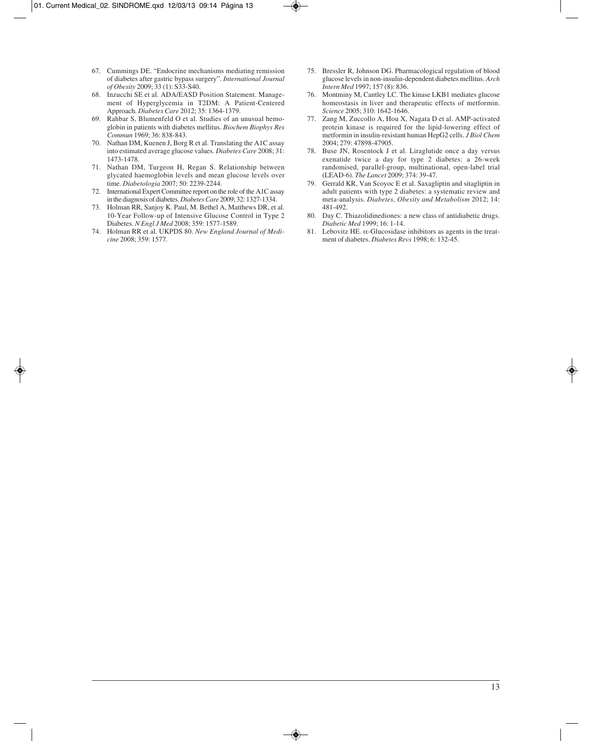67. Cummings DE. "Endocrine mechanisms mediating remission of diabetes after gastric bypass surgery". *International Journal of Obesity* 2009; 33 (1): S33-S40.
68. Inzucchi SE et al. ADA/EASD Position Statement. Management of Hyperglycemia in T2DM: A Patient-Centered Approach. *Diabetes Care* 2012; 35: 1364-1379.
69. Rahbar S, Blumenfeld O et al. Studies of an unusual hemoglobin in patients with diabetes mellitus. *Biochem Biophys Res Commun* 1969; 36: 838-843.
70. Nathan DM, Kuenen J, Borg R et al. Translating the A1C assay into estimated average glucose values. *Diabetes Care* 2008; 31: 1473-1478.
71. Nathan DM, Turgeon H, Regan S. Relationship between glycated haemoglobin levels and mean glucose levels over time. *Diabetologia* 2007; 50: 2239-2244.
72. International Expert Committee report on the role of the A1C assay in the diagnosis of diabetes. *Diabetes Care* 2009; 32: 1327-1334.
73. Holman RR, Sanjoy K. Paul, M. Bethel A, Matthews DR, et al. 10-Year Follow-up of Intensive Glucose Control in Type 2 Diabetes. *N Engl J Med* 2008; 359: 1577-1589.
74. Holman RR et al. UKPDS 80. *New England Journal of Medicine* 2008; 359: 1577.
75. Bressler R, Johnson DG. Pharmacological regulation of blood glucose levels in non-insulin-dependent diabetes mellitus. *Arch Intern Med* 1997; 157 (8): 836.
76. Montminy M, Cantley LC. The kinase LKB1 mediates glucose homeostasis in liver and therapeutic effects of metformin. *Science* 2005; 310: 1642-1646.
77. Zang M, Zuccollo A, Hou X, Nagata D et al. AMP-activated protein kinase is required for the lipid-lowering effect of metformin in insulin-resistant human HepG2 cells. *J Biol Chem* 2004; 279: 47898-47905.
78. Buse JN, Rosentock J et al. Liraglutide once a day versus exenatide twice a day for type 2 diabetes: a 26-week randomised, parallel-group, multinational, open-label trial (LEAD-6). *The Lancet* 2009; 374: 39-47.
79. Gerrald KR, Van Scoyoc E et al. Saxagliptin and sitagliptin in adult patients with type 2 diabetes: a systematic review and meta-analysis. *Diabetes, Obesity and Metabolism* 2012; 14: 481-492.
80. Day C. Thiazolidinediones: a new class of antidiabetic drugs. *Diabetic Med* 1999; 16: 1-14.
81. Lebovitz HE. $\alpha$-Glucosidase inhibitors as agents in the treatment of diabetes. *Diabetes Revs* 1998; 6: 132-45.